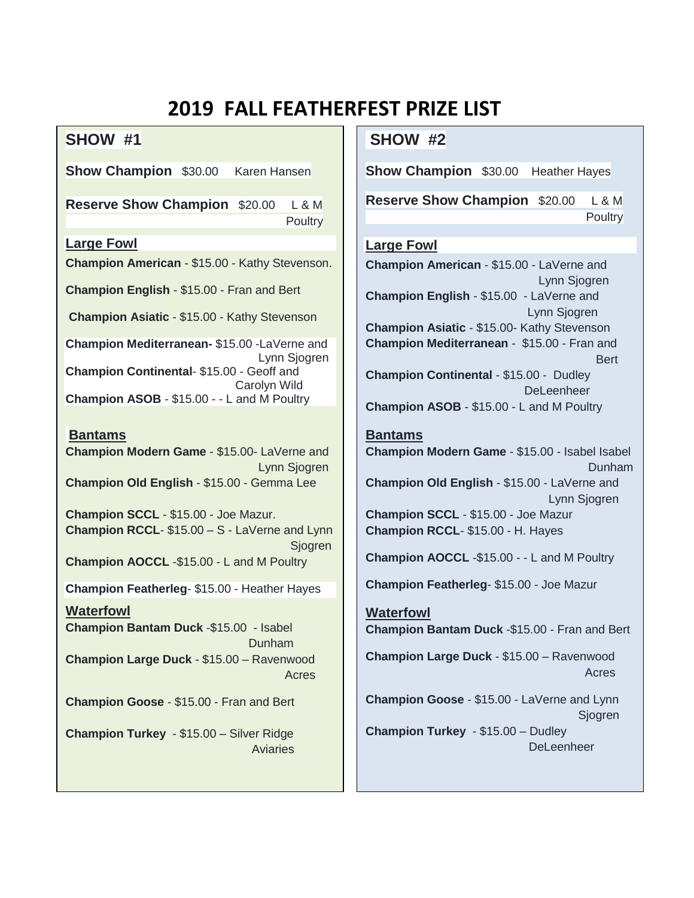# 2019 FALL FEATHERFEST PRIZE LIST

## SHOW #1

**Show Champion** $30.00 Karen Hansen

**Reserve Show Champion** $20.00 L & M Poultry

### Large Fowl

**Champion American** - $15.00 - Kathy Stevenson.

**Champion English** - $15.00 - Fran and Bert

**Champion Asiatic** - $15.00 - Kathy Stevenson

**Champion Mediterranean-** $15.00 -LaVerne and Lynn Sjogren

**Champion Continental**- $15.00 - Geoff and Carolyn Wild

**Champion ASOB** - $15.00 - - L and M Poultry

### Bantams

**Champion Modern Game** - $15.00- LaVerne and Lynn Sjogren

**Champion Old English** - $15.00 - Gemma Lee

**Champion SCCL** - $15.00 - Joe Mazur.

**Champion RCCL**- $15.00 – S - LaVerne and Lynn Sjogren

**Champion AOCCL** -$15.00 - L and M Poultry

**Champion Featherleg**- $15.00 - Heather Hayes

### Waterfowl

**Champion Bantam Duck** -$15.00 - Isabel Dunham

**Champion Large Duck** - $15.00 – Ravenwood Acres

**Champion Goose** - $15.00 - Fran and Bert

**Champion Turkey** - $15.00 – Silver Ridge Aviaries

## SHOW #2

**Show Champion** $30.00 Heather Hayes

**Reserve Show Champion** $20.00 L & M Poultry

### Large Fowl

**Champion American** - $15.00 - LaVerne and Lynn Sjogren

**Champion English** - $15.00 - LaVerne and Lynn Sjogren

**Champion Asiatic** - $15.00- Kathy Stevenson

**Champion Mediterranean** - $15.00 - Fran and Bert

**Champion Continental** - $15.00 - Dudley DeLeenheer

**Champion ASOB** - $15.00 - L and M Poultry

### Bantams

**Champion Modern Game** - $15.00 - Isabel Isabel Dunham

**Champion Old English** - $15.00 - LaVerne and Lynn Sjogren

**Champion SCCL** - $15.00 - Joe Mazur

**Champion RCCL**- $15.00 - H. Hayes

**Champion AOCCL** -$15.00 - - L and M Poultry

**Champion Featherleg**- $15.00 - Joe Mazur

### Waterfowl

**Champion Bantam Duck** -$15.00 - Fran and Bert

**Champion Large Duck** - $15.00 – Ravenwood Acres

**Champion Goose** - $15.00 - LaVerne and Lynn Sjogren

**Champion Turkey** - $15.00 – Dudley DeLeenheer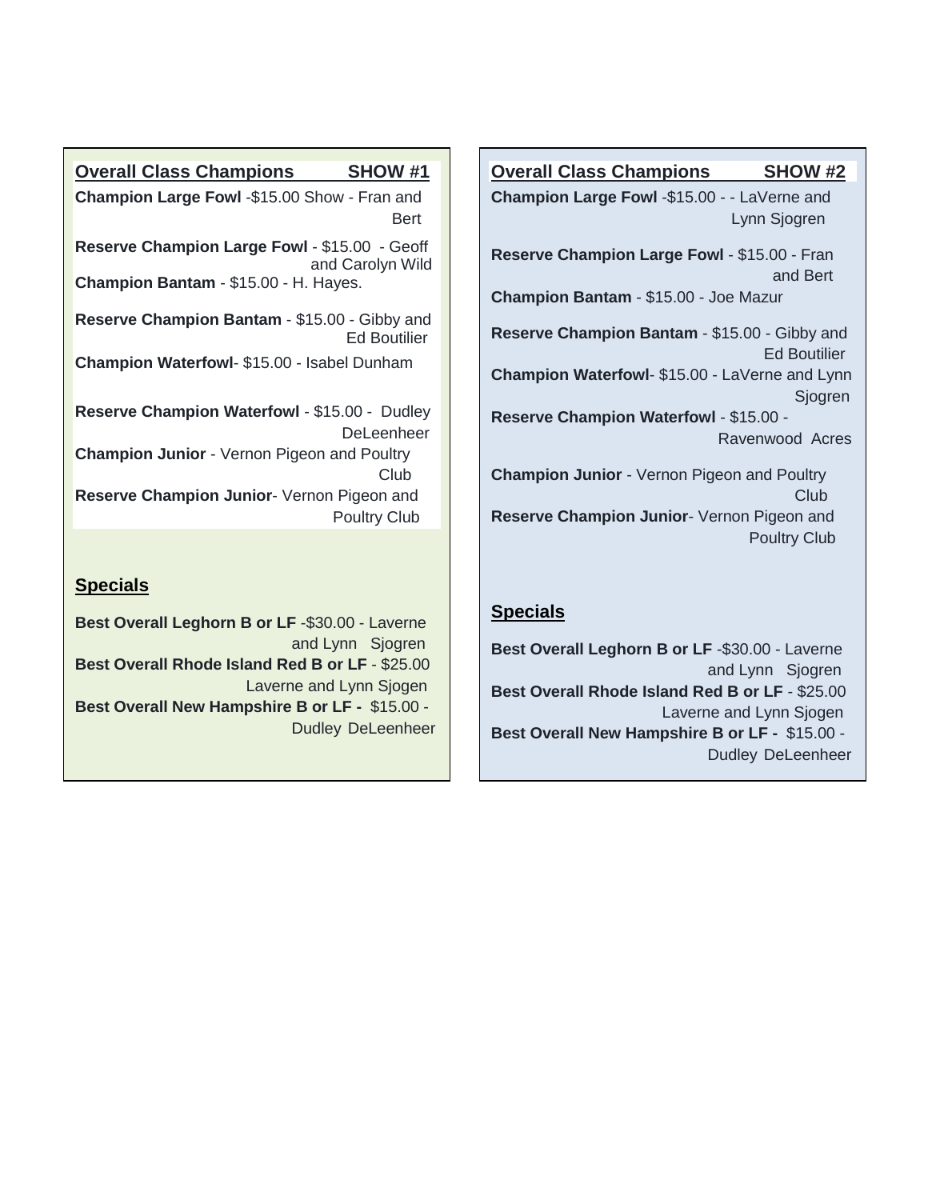## Overall Class Champions — SHOW #1

**Champion Large Fowl** -$15.00 Show - Fran and Bert

**Reserve Champion Large Fowl** - $15.00 - Geoff and Carolyn Wild

**Champion Bantam** - $15.00 - H. Hayes.

**Reserve Champion Bantam** - $15.00 - Gibby and Ed Boutilier

**Champion Waterfowl**- $15.00 - Isabel Dunham

**Reserve Champion Waterfowl** - $15.00 - Dudley DeLeenheer

**Champion Junior** - Vernon Pigeon and Poultry Club

**Reserve Champion Junior**- Vernon Pigeon and Poultry Club

### Specials

**Best Overall Leghorn B or LF** -$30.00 - Laverne and Lynn Sjogren

**Best Overall Rhode Island Red B or LF** - $25.00 Laverne and Lynn Sjogen

**Best Overall New Hampshire B or LF -** $15.00 - Dudley DeLeenheer

## Overall Class Champions — SHOW #2

**Champion Large Fowl** -$15.00 - - LaVerne and Lynn Sjogren

**Reserve Champion Large Fowl** - $15.00 - Fran and Bert

**Champion Bantam** - $15.00 - Joe Mazur

**Reserve Champion Bantam** - $15.00 - Gibby and Ed Boutilier

**Champion Waterfowl**- $15.00 - LaVerne and Lynn Sjogren

**Reserve Champion Waterfowl** - $15.00 - Ravenwood Acres

**Champion Junior** - Vernon Pigeon and Poultry Club

**Reserve Champion Junior**- Vernon Pigeon and Poultry Club

### Specials

**Best Overall Leghorn B or LF** -$30.00 - Laverne and Lynn Sjogren

**Best Overall Rhode Island Red B or LF** - $25.00 Laverne and Lynn Sjogen

**Best Overall New Hampshire B or LF -** $15.00 - Dudley DeLeenheer